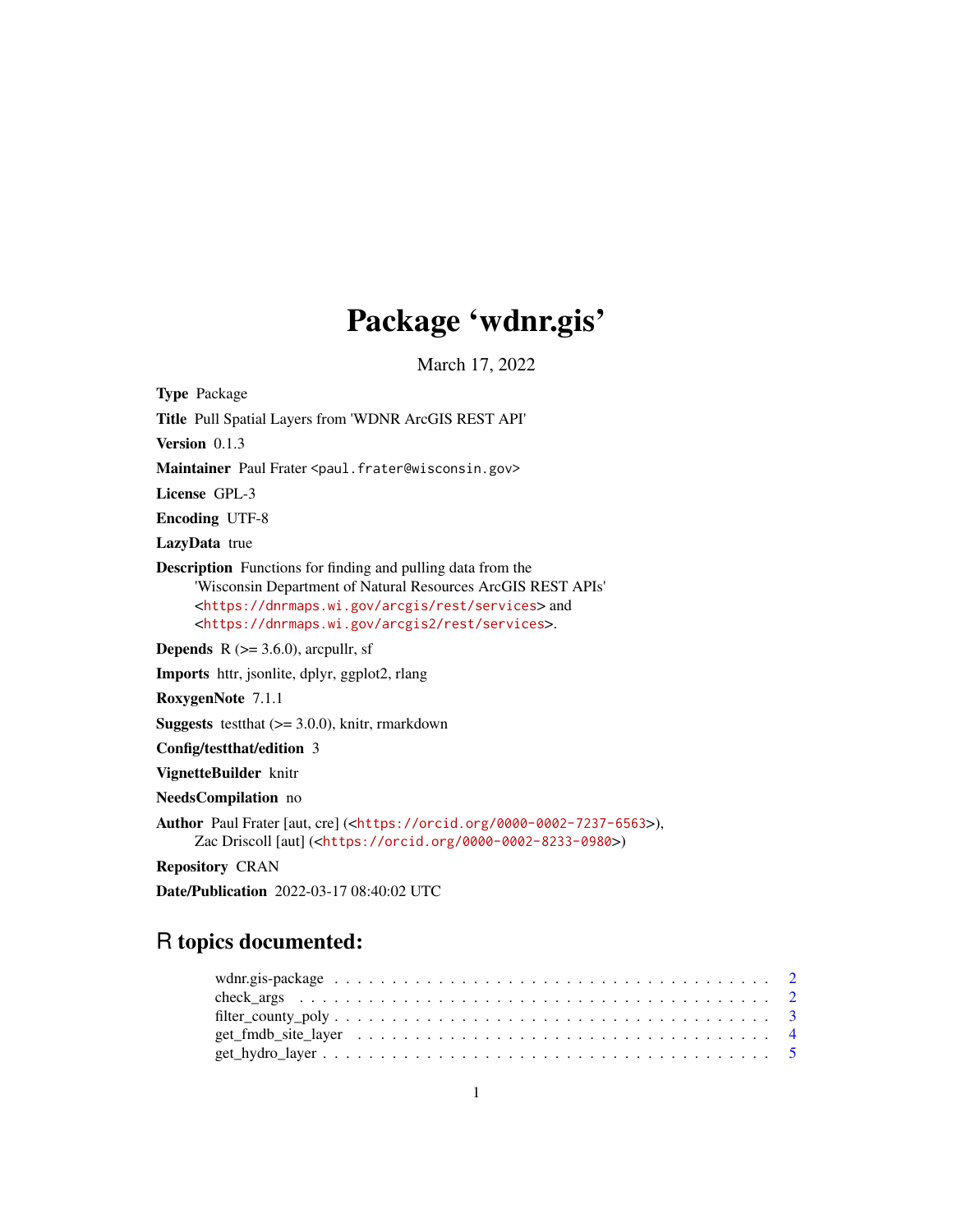# Package 'wdnr.gis'

March 17, 2022

**Type** Package

**Title** Pull Spatial Layers from 'WDNR ArcGIS REST API'

**Version** 0.1.3

**Maintainer** Paul Frater <paul.frater@wisconsin.gov>

**License** GPL-3

**Encoding** UTF-8

**LazyData** true

**Description** Functions for finding and pulling data from the 'Wisconsin Department of Natural Resources ArcGIS REST APIs' <https://dnrmaps.wi.gov/arcgis/rest/services> and <https://dnrmaps.wi.gov/arcgis2/rest/services>.

**Depends** R (>= 3.6.0), arcpullr, sf

**Imports** httr, jsonlite, dplyr, ggplot2, rlang

**RoxygenNote** 7.1.1

**Suggests** testthat (>= 3.0.0), knitr, rmarkdown

**Config/testthat/edition** 3

**VignetteBuilder** knitr

**NeedsCompilation** no

**Author** Paul Frater [aut, cre] (<https://orcid.org/0000-0002-7237-6563>), Zac Driscoll [aut] (<https://orcid.org/0000-0002-8233-0980>)

**Repository** CRAN

**Date/Publication** 2022-03-17 08:40:02 UTC

## R topics documented:

wdnr.gis-package . . . . . . . . . . . . . . . . . . . . . . . . . . . . . . . . . . . . 2
check_args . . . . . . . . . . . . . . . . . . . . . . . . . . . . . . . . . . . . . . . 2
filter_county_poly . . . . . . . . . . . . . . . . . . . . . . . . . . . . . . . . . . . 3
get_fmdb_site_layer . . . . . . . . . . . . . . . . . . . . . . . . . . . . . . . . . . 4
get_hydro_layer . . . . . . . . . . . . . . . . . . . . . . . . . . . . . . . . . . . . 5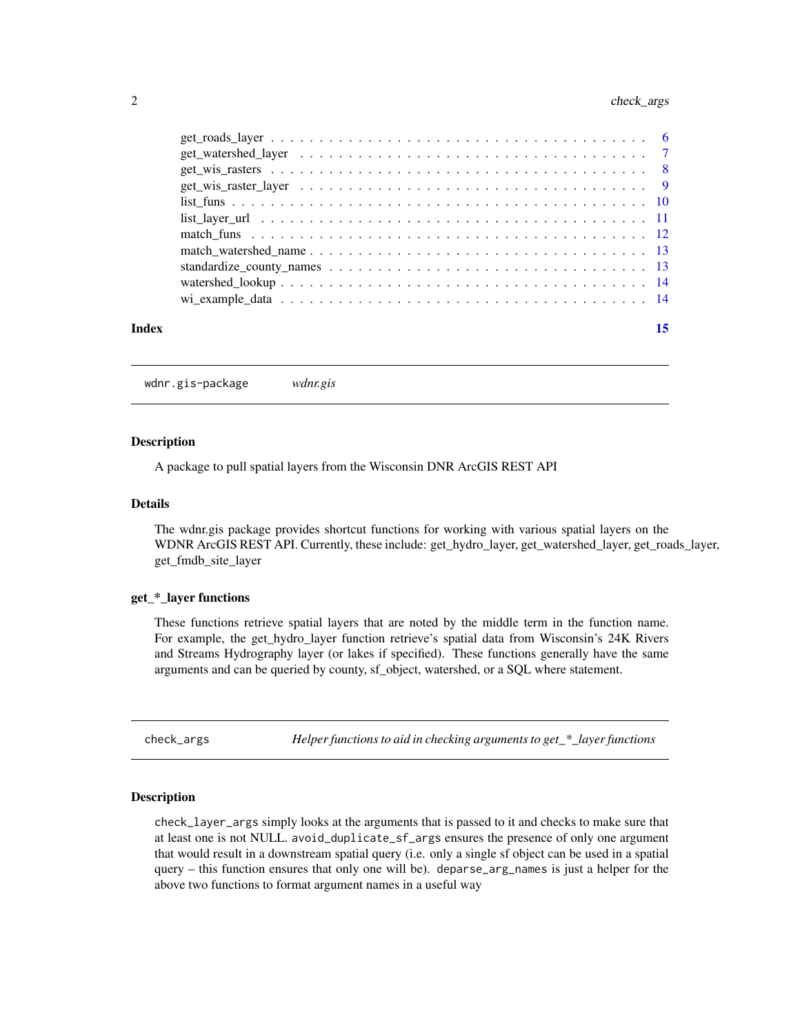get_roads_layer . . . . . . . . . . . . . . . . . . . . . . . . . . . . . . . . . . . . . 6
get_watershed_layer . . . . . . . . . . . . . . . . . . . . . . . . . . . . . . . . . . . 7
get_wis_rasters . . . . . . . . . . . . . . . . . . . . . . . . . . . . . . . . . . . . . 8
get_wis_raster_layer . . . . . . . . . . . . . . . . . . . . . . . . . . . . . . . . . . 9
list_funs . . . . . . . . . . . . . . . . . . . . . . . . . . . . . . . . . . . . . . . . 10
list_layer_url . . . . . . . . . . . . . . . . . . . . . . . . . . . . . . . . . . . . . 11
match_funs . . . . . . . . . . . . . . . . . . . . . . . . . . . . . . . . . . . . . . 12
match_watershed_name . . . . . . . . . . . . . . . . . . . . . . . . . . . . . . . . 13
standardize_county_names . . . . . . . . . . . . . . . . . . . . . . . . . . . . . . 13
watershed_lookup . . . . . . . . . . . . . . . . . . . . . . . . . . . . . . . . . . . 14
wi_example_data . . . . . . . . . . . . . . . . . . . . . . . . . . . . . . . . . . . 14

**Index** **15**

---

## `wdnr.gis-package` *wdnr.gis*

### Description

A package to pull spatial layers from the Wisconsin DNR ArcGIS REST API

### Details

The wdnr.gis package provides shortcut functions for working with various spatial layers on the WDNR ArcGIS REST API. Currently, these include: get_hydro_layer, get_watershed_layer, get_roads_layer, get_fmdb_site_layer

### get_*_layer functions

These functions retrieve spatial layers that are noted by the middle term in the function name. For example, the get_hydro_layer function retrieve's spatial data from Wisconsin's 24K Rivers and Streams Hydrography layer (or lakes if specified). These functions generally have the same arguments and can be queried by county, sf_object, watershed, or a SQL where statement.

---

## `check_args` *Helper functions to aid in checking arguments to get_*_layer functions*

### Description

`check_layer_args` simply looks at the arguments that is passed to it and checks to make sure that at least one is not NULL. `avoid_duplicate_sf_args` ensures the presence of only one argument that would result in a downstream spatial query (i.e. only a single sf object can be used in a spatial query – this function ensures that only one will be). `deparse_arg_names` is just a helper for the above two functions to format argument names in a useful way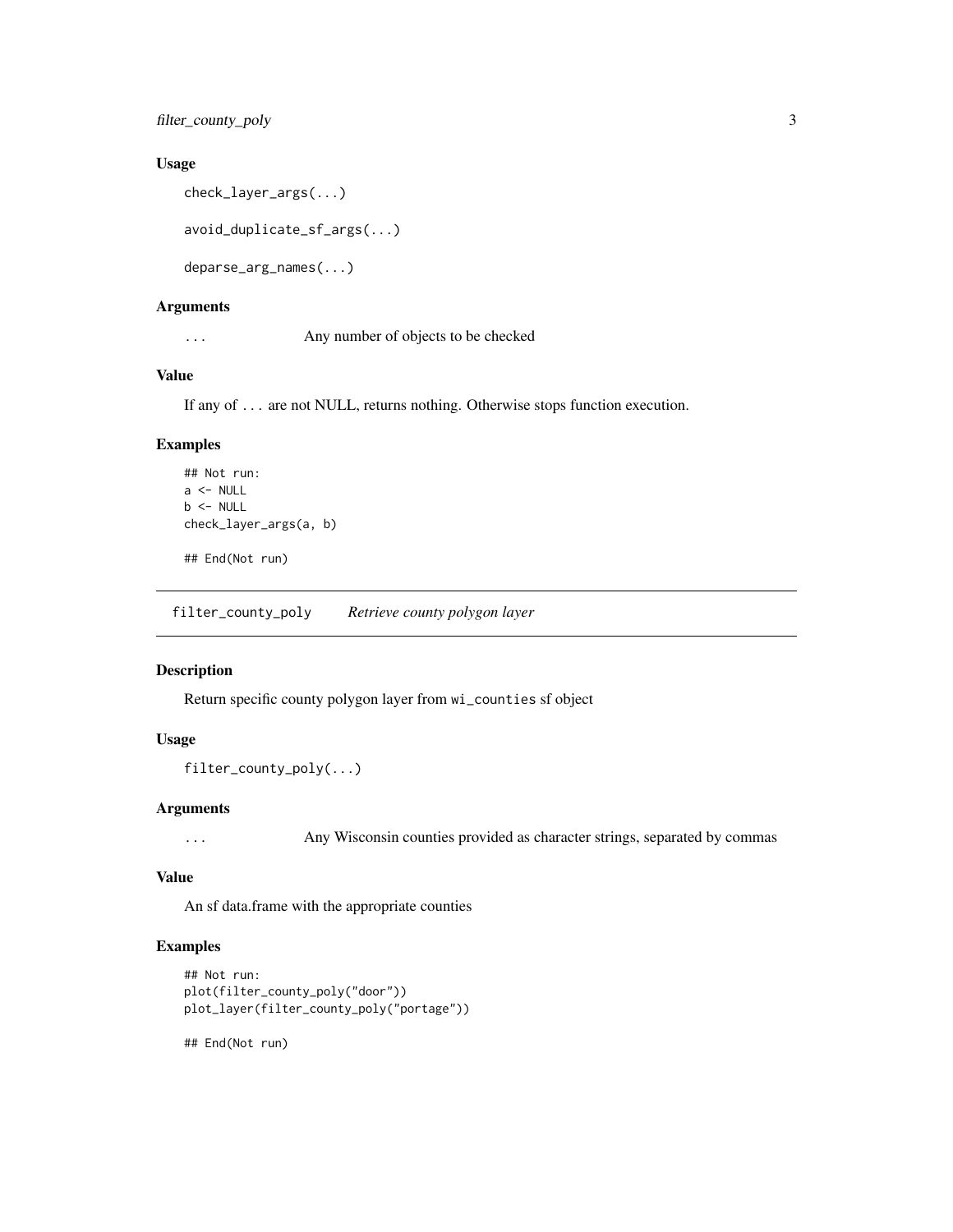### Usage

```
check_layer_args(...)

avoid_duplicate_sf_args(...)

deparse_arg_names(...)
```

### Arguments

| | |
|---|---|
| ... | Any number of objects to be checked |

### Value

If any of ... are not NULL, returns nothing. Otherwise stops function execution.

### Examples

```
## Not run:
a <- NULL
b <- NULL
check_layer_args(a, b)

## End(Not run)
```

---

## filter_county_poly *Retrieve county polygon layer*

---

### Description

Return specific county polygon layer from wi_counties sf object

### Usage

```
filter_county_poly(...)
```

### Arguments

| | |
|---|---|
| ... | Any Wisconsin counties provided as character strings, separated by commas |

### Value

An sf data.frame with the appropriate counties

### Examples

```
## Not run:
plot(filter_county_poly("door"))
plot_layer(filter_county_poly("portage"))

## End(Not run)
```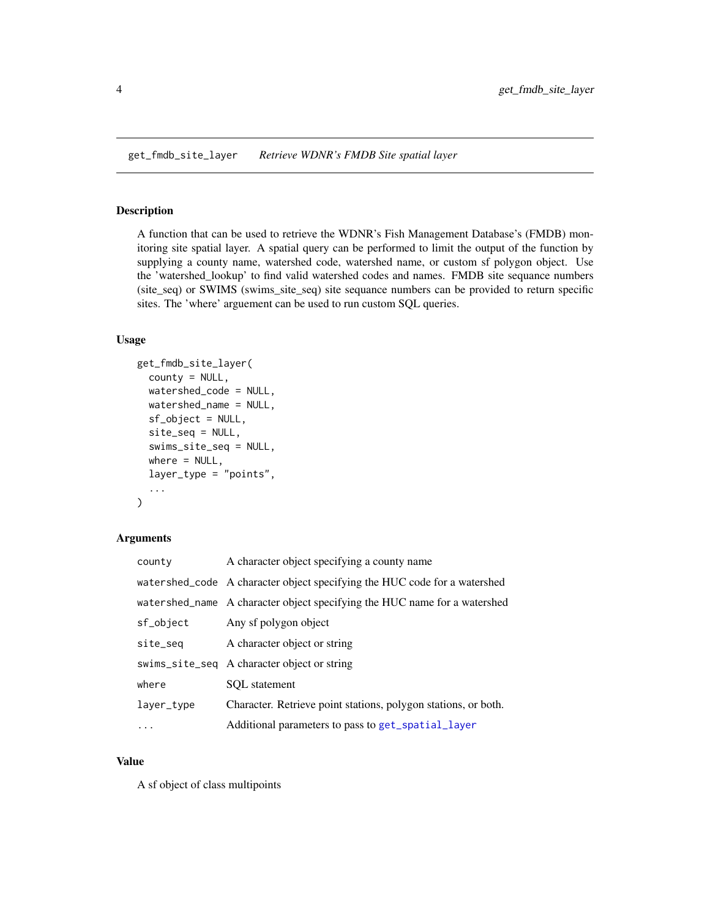## get_fmdb_site_layer — *Retrieve WDNR's FMDB Site spatial layer*

### Description

A function that can be used to retrieve the WDNR's Fish Management Database's (FMDB) monitoring site spatial layer. A spatial query can be performed to limit the output of the function by supplying a county name, watershed code, watershed name, or custom sf polygon object. Use the 'watershed_lookup' to find valid watershed codes and names. FMDB site sequance numbers (site_seq) or SWIMS (swims_site_seq) site sequance numbers can be provided to return specific sites. The 'where' arguement can be used to run custom SQL queries.

### Usage

```
get_fmdb_site_layer(
  county = NULL,
  watershed_code = NULL,
  watershed_name = NULL,
  sf_object = NULL,
  site_seq = NULL,
  swims_site_seq = NULL,
  where = NULL,
  layer_type = "points",
  ...
)
```

### Arguments

| | |
|---|---|
| `county` | A character object specifying a county name |
| `watershed_code` | A character object specifying the HUC code for a watershed |
| `watershed_name` | A character object specifying the HUC name for a watershed |
| `sf_object` | Any sf polygon object |
| `site_seq` | A character object or string |
| `swims_site_seq` | A character object or string |
| `where` | SQL statement |
| `layer_type` | Character. Retrieve point stations, polygon stations, or both. |
| `...` | Additional parameters to pass to `get_spatial_layer` |

### Value

A sf object of class multipoints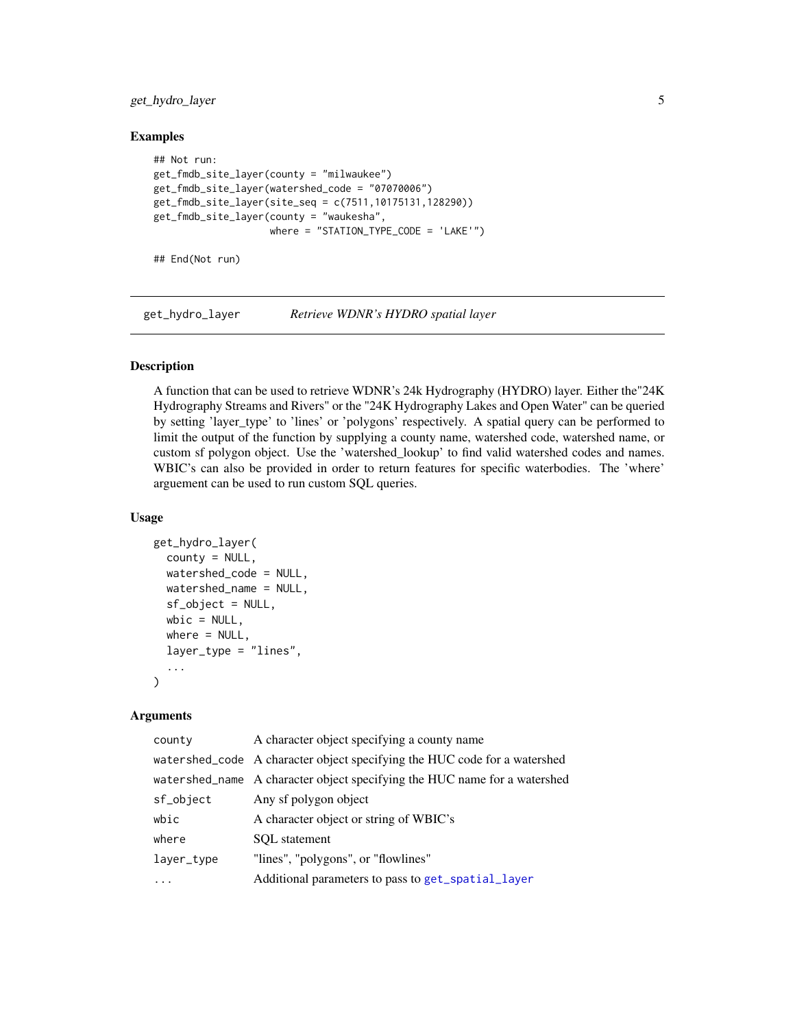### Examples

```
## Not run:
get_fmdb_site_layer(county = "milwaukee")
get_fmdb_site_layer(watershed_code = "07070006")
get_fmdb_site_layer(site_seq = c(7511,10175131,128290))
get_fmdb_site_layer(county = "waukesha",
                    where = "STATION_TYPE_CODE = 'LAKE'")

## End(Not run)
```

---

## get_hydro_layer — *Retrieve WDNR's HYDRO spatial layer*

### Description

A function that can be used to retrieve WDNR's 24k Hydrography (HYDRO) layer. Either the"24K Hydrography Streams and Rivers" or the "24K Hydrography Lakes and Open Water" can be queried by setting 'layer_type' to 'lines' or 'polygons' respectively. A spatial query can be performed to limit the output of the function by supplying a county name, watershed code, watershed name, or custom sf polygon object. Use the 'watershed_lookup' to find valid watershed codes and names. WBIC's can also be provided in order to return features for specific waterbodies. The 'where' arguement can be used to run custom SQL queries.

### Usage

```
get_hydro_layer(
  county = NULL,
  watershed_code = NULL,
  watershed_name = NULL,
  sf_object = NULL,
  wbic = NULL,
  where = NULL,
  layer_type = "lines",
  ...
)
```

### Arguments

| | |
|---|---|
| `county` | A character object specifying a county name |
| `watershed_code` | A character object specifying the HUC code for a watershed |
| `watershed_name` | A character object specifying the HUC name for a watershed |
| `sf_object` | Any sf polygon object |
| `wbic` | A character object or string of WBIC's |
| `where` | SQL statement |
| `layer_type` | "lines", "polygons", or "flowlines" |
| `...` | Additional parameters to pass to `get_spatial_layer` |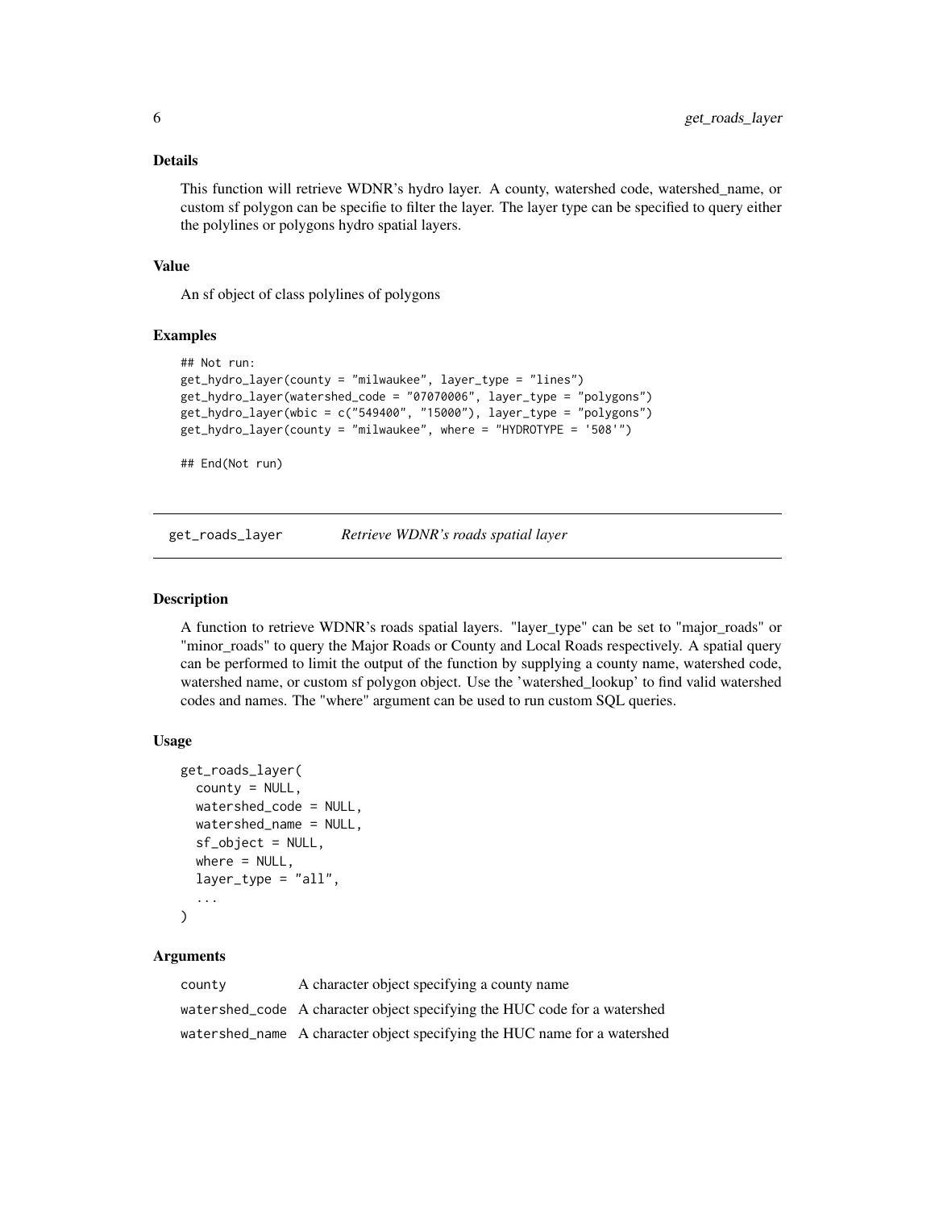### Details

This function will retrieve WDNR's hydro layer. A county, watershed code, watershed_name, or custom sf polygon can be specifie to filter the layer. The layer type can be specified to query either the polylines or polygons hydro spatial layers.

### Value

An sf object of class polylines of polygons

### Examples

```
## Not run:
get_hydro_layer(county = "milwaukee", layer_type = "lines")
get_hydro_layer(watershed_code = "07070006", layer_type = "polygons")
get_hydro_layer(wbic = c("549400", "15000"), layer_type = "polygons")
get_hydro_layer(county = "milwaukee", where = "HYDROTYPE = '508'")

## End(Not run)
```

---

## get_roads_layer — *Retrieve WDNR's roads spatial layer*

### Description

A function to retrieve WDNR's roads spatial layers. "layer_type" can be set to "major_roads" or "minor_roads" to query the Major Roads or County and Local Roads respectively. A spatial query can be performed to limit the output of the function by supplying a county name, watershed code, watershed name, or custom sf polygon object. Use the 'watershed_lookup' to find valid watershed codes and names. The "where" argument can be used to run custom SQL queries.

### Usage

```
get_roads_layer(
  county = NULL,
  watershed_code = NULL,
  watershed_name = NULL,
  sf_object = NULL,
  where = NULL,
  layer_type = "all",
  ...
)
```

### Arguments

| | |
|---|---|
| county | A character object specifying a county name |
| watershed_code | A character object specifying the HUC code for a watershed |
| watershed_name | A character object specifying the HUC name for a watershed |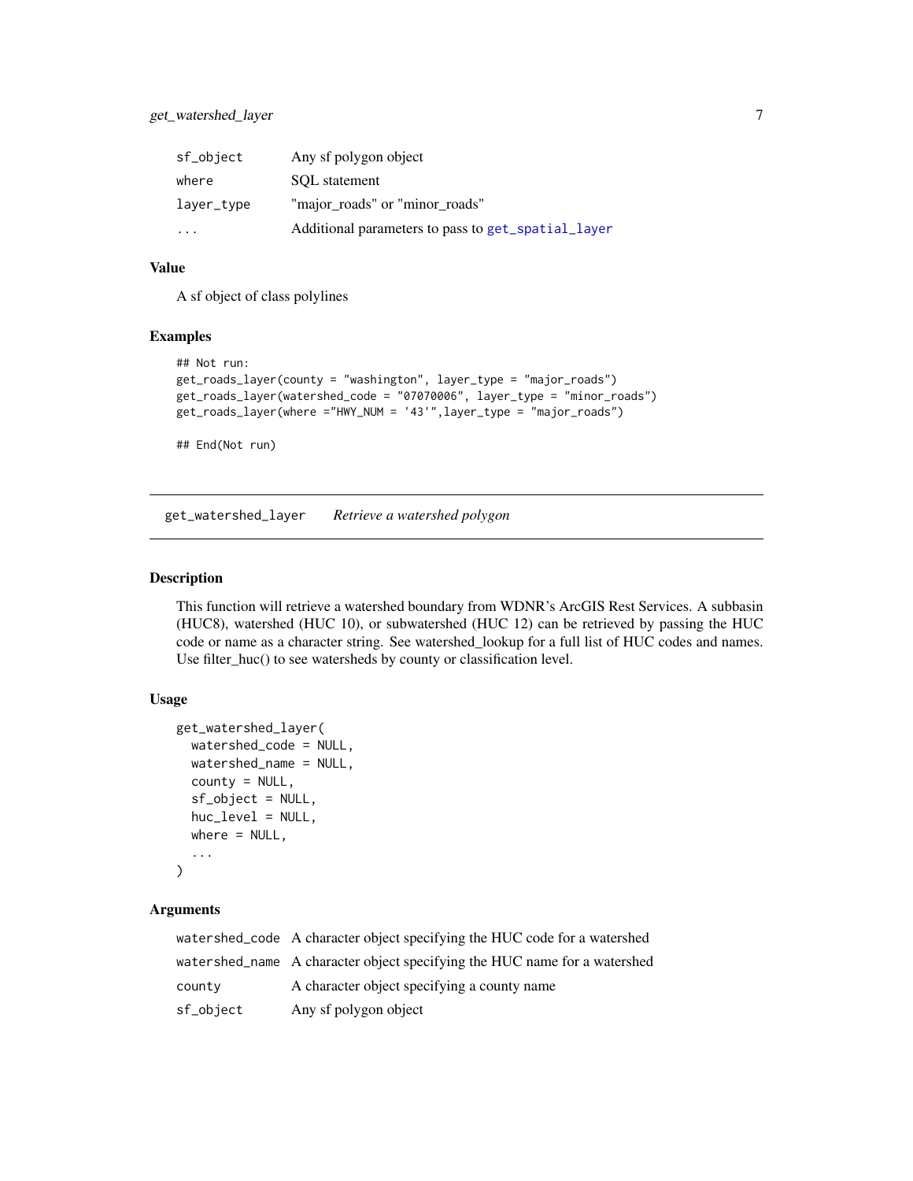| | |
|---|---|
| sf_object | Any sf polygon object |
| where | SQL statement |
| layer_type | "major_roads" or "minor_roads" |
| ... | Additional parameters to pass to get_spatial_layer |

### Value

A sf object of class polylines

### Examples

```
## Not run:
get_roads_layer(county = "washington", layer_type = "major_roads")
get_roads_layer(watershed_code = "07070006", layer_type = "minor_roads")
get_roads_layer(where ="HWY_NUM = '43'",layer_type = "major_roads")

## End(Not run)
```

## get_watershed_layer — *Retrieve a watershed polygon*

### Description

This function will retrieve a watershed boundary from WDNR's ArcGIS Rest Services. A subbasin (HUC8), watershed (HUC 10), or subwatershed (HUC 12) can be retrieved by passing the HUC code or name as a character string. See watershed_lookup for a full list of HUC codes and names. Use filter_huc() to see watersheds by county or classification level.

### Usage

```
get_watershed_layer(
  watershed_code = NULL,
  watershed_name = NULL,
  county = NULL,
  sf_object = NULL,
  huc_level = NULL,
  where = NULL,
  ...
)
```

### Arguments

| | |
|---|---|
| watershed_code | A character object specifying the HUC code for a watershed |
| watershed_name | A character object specifying the HUC name for a watershed |
| county | A character object specifying a county name |
| sf_object | Any sf polygon object |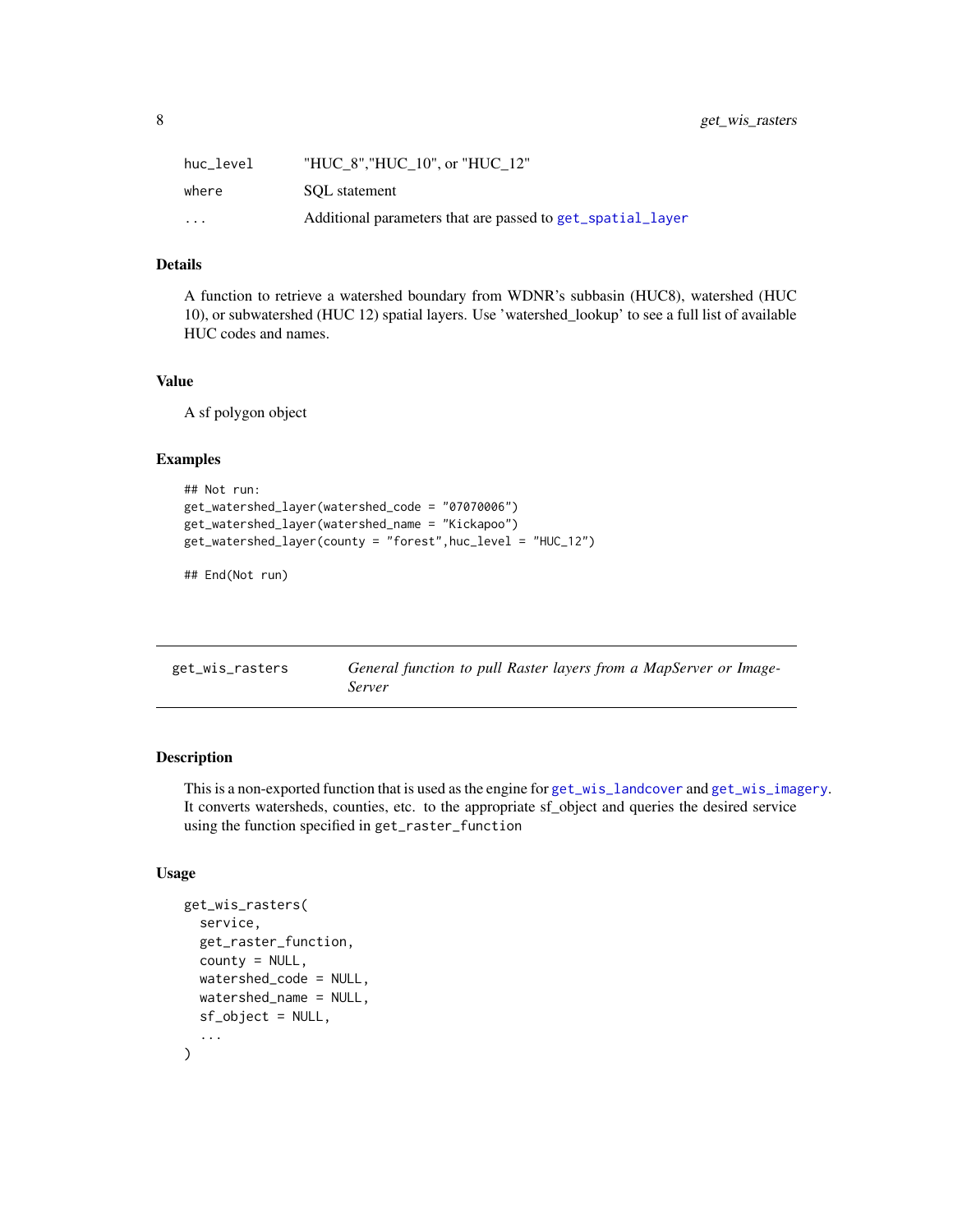| | |
|---|---|
| huc_level | "HUC_8","HUC_10", or "HUC_12" |
| where | SQL statement |
| ... | Additional parameters that are passed to get_spatial_layer |

### Details

A function to retrieve a watershed boundary from WDNR's subbasin (HUC8), watershed (HUC 10), or subwatershed (HUC 12) spatial layers. Use 'watershed_lookup' to see a full list of available HUC codes and names.

### Value

A sf polygon object

### Examples

```
## Not run:
get_watershed_layer(watershed_code = "07070006")
get_watershed_layer(watershed_name = "Kickapoo")
get_watershed_layer(county = "forest",huc_level = "HUC_12")

## End(Not run)
```

---

## get_wis_rasters — *General function to pull Raster layers from a MapServer or ImageServer*

### Description

This is a non-exported function that is used as the engine for get_wis_landcover and get_wis_imagery. It converts watersheds, counties, etc. to the appropriate sf_object and queries the desired service using the function specified in get_raster_function

### Usage

```
get_wis_rasters(
  service,
  get_raster_function,
  county = NULL,
  watershed_code = NULL,
  watershed_name = NULL,
  sf_object = NULL,
  ...
)
```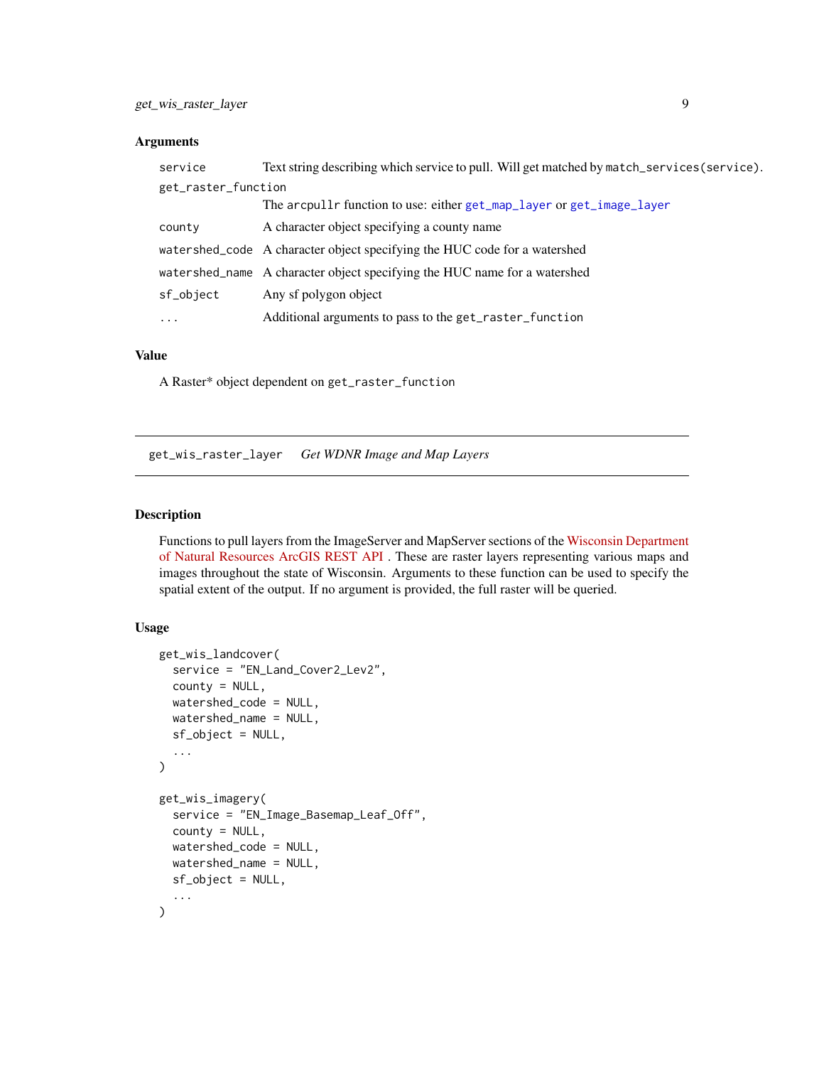### Arguments

| | |
|---|---|
| `service` | Text string describing which service to pull. Will get matched by `match_services(service)`. |
| `get_raster_function` | The `arcpullr` function to use: either `get_map_layer` or `get_image_layer` |
| `county` | A character object specifying a county name |
| `watershed_code` | A character object specifying the HUC code for a watershed |
| `watershed_name` | A character object specifying the HUC name for a watershed |
| `sf_object` | Any sf polygon object |
| `...` | Additional arguments to pass to the `get_raster_function` |

### Value

A Raster* object dependent on `get_raster_function`

---

## `get_wis_raster_layer` *Get WDNR Image and Map Layers*

---

### Description

Functions to pull layers from the ImageServer and MapServer sections of the Wisconsin Department of Natural Resources ArcGIS REST API . These are raster layers representing various maps and images throughout the state of Wisconsin. Arguments to these function can be used to specify the spatial extent of the output. If no argument is provided, the full raster will be queried.

### Usage

```
get_wis_landcover(
  service = "EN_Land_Cover2_Lev2",
  county = NULL,
  watershed_code = NULL,
  watershed_name = NULL,
  sf_object = NULL,
  ...
)

get_wis_imagery(
  service = "EN_Image_Basemap_Leaf_Off",
  county = NULL,
  watershed_code = NULL,
  watershed_name = NULL,
  sf_object = NULL,
  ...
)
```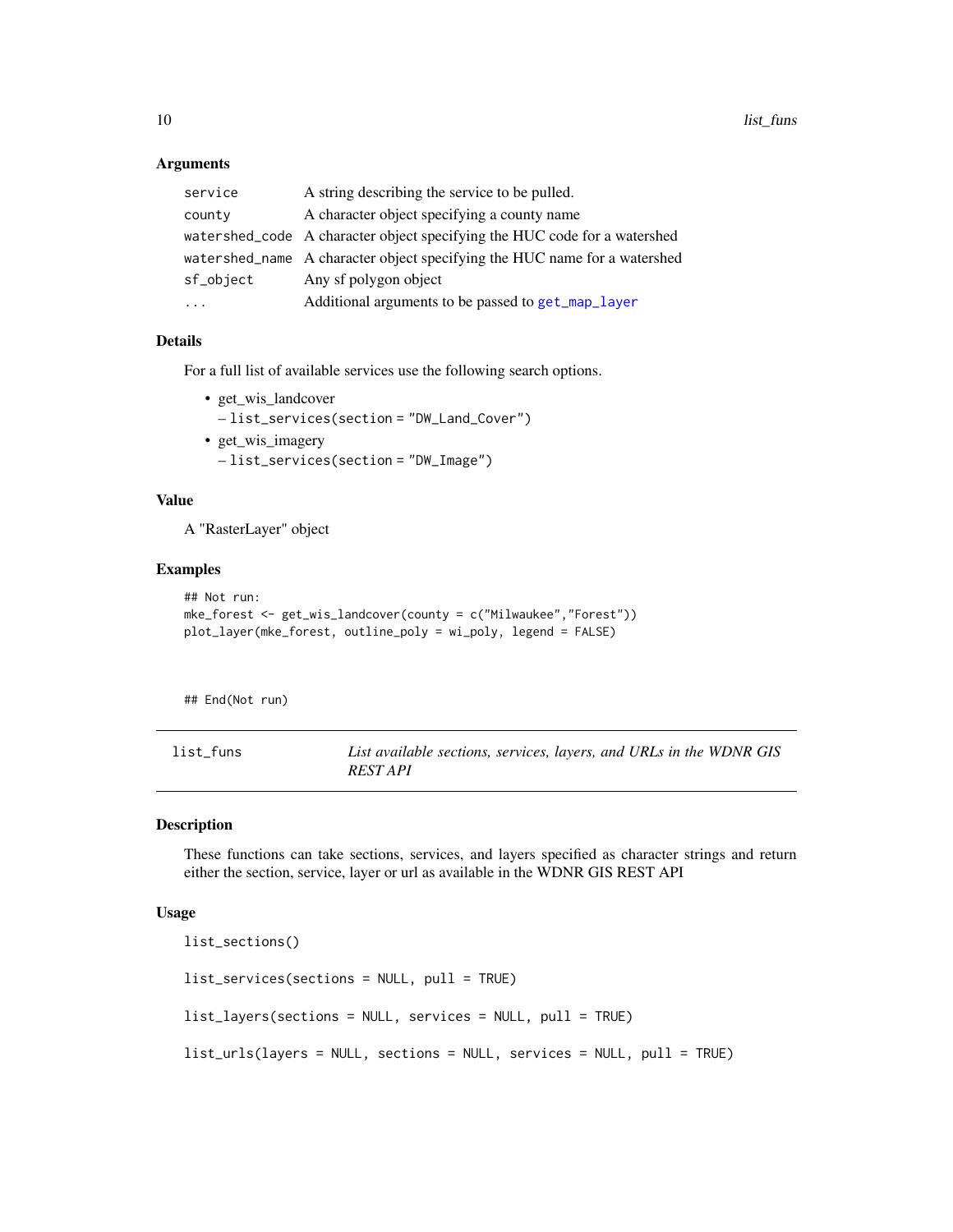### Arguments

| | |
|---|---|
| service | A string describing the service to be pulled. |
| county | A character object specifying a county name |
| watershed_code | A character object specifying the HUC code for a watershed |
| watershed_name | A character object specifying the HUC name for a watershed |
| sf_object | Any sf polygon object |
| ... | Additional arguments to be passed to get_map_layer |

### Details

For a full list of available services use the following search options.

- get_wis_landcover
  - list_services(section = "DW_Land_Cover")
- get_wis_imagery
  - list_services(section = "DW_Image")

### Value

A "RasterLayer" object

### Examples

```
## Not run:
mke_forest <- get_wis_landcover(county = c("Milwaukee","Forest"))
plot_layer(mke_forest, outline_poly = wi_poly, legend = FALSE)



## End(Not run)
```

---

## list_funs — *List available sections, services, layers, and URLs in the WDNR GIS REST API*

---

### Description

These functions can take sections, services, and layers specified as character strings and return either the section, service, layer or url as available in the WDNR GIS REST API

### Usage

```
list_sections()

list_services(sections = NULL, pull = TRUE)

list_layers(sections = NULL, services = NULL, pull = TRUE)

list_urls(layers = NULL, sections = NULL, services = NULL, pull = TRUE)
```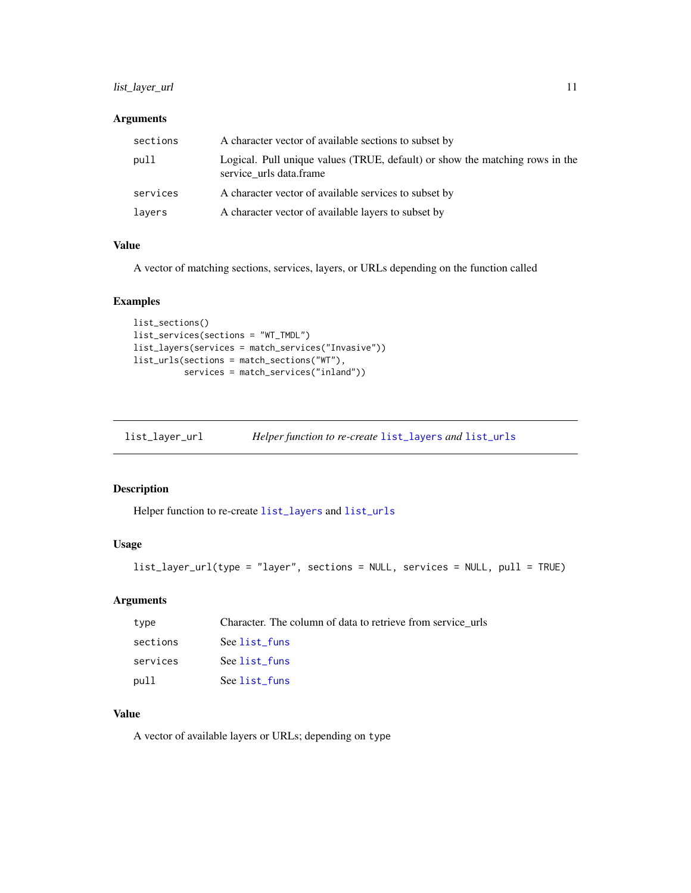### Arguments

| | |
|---|---|
| `sections` | A character vector of available sections to subset by |
| `pull` | Logical. Pull unique values (TRUE, default) or show the matching rows in the service_urls data.frame |
| `services` | A character vector of available services to subset by |
| `layers` | A character vector of available layers to subset by |

### Value

A vector of matching sections, services, layers, or URLs depending on the function called

### Examples

```
list_sections()
list_services(sections = "WT_TMDL")
list_layers(services = match_services("Invasive"))
list_urls(sections = match_sections("WT"),
          services = match_services("inland"))
```

---

## `list_layer_url` *Helper function to re-create `list_layers` and `list_urls`*

---

### Description

Helper function to re-create `list_layers` and `list_urls`

### Usage

```
list_layer_url(type = "layer", sections = NULL, services = NULL, pull = TRUE)
```

### Arguments

| | |
|---|---|
| `type` | Character. The column of data to retrieve from service_urls |
| `sections` | See `list_funs` |
| `services` | See `list_funs` |
| `pull` | See `list_funs` |

### Value

A vector of available layers or URLs; depending on `type`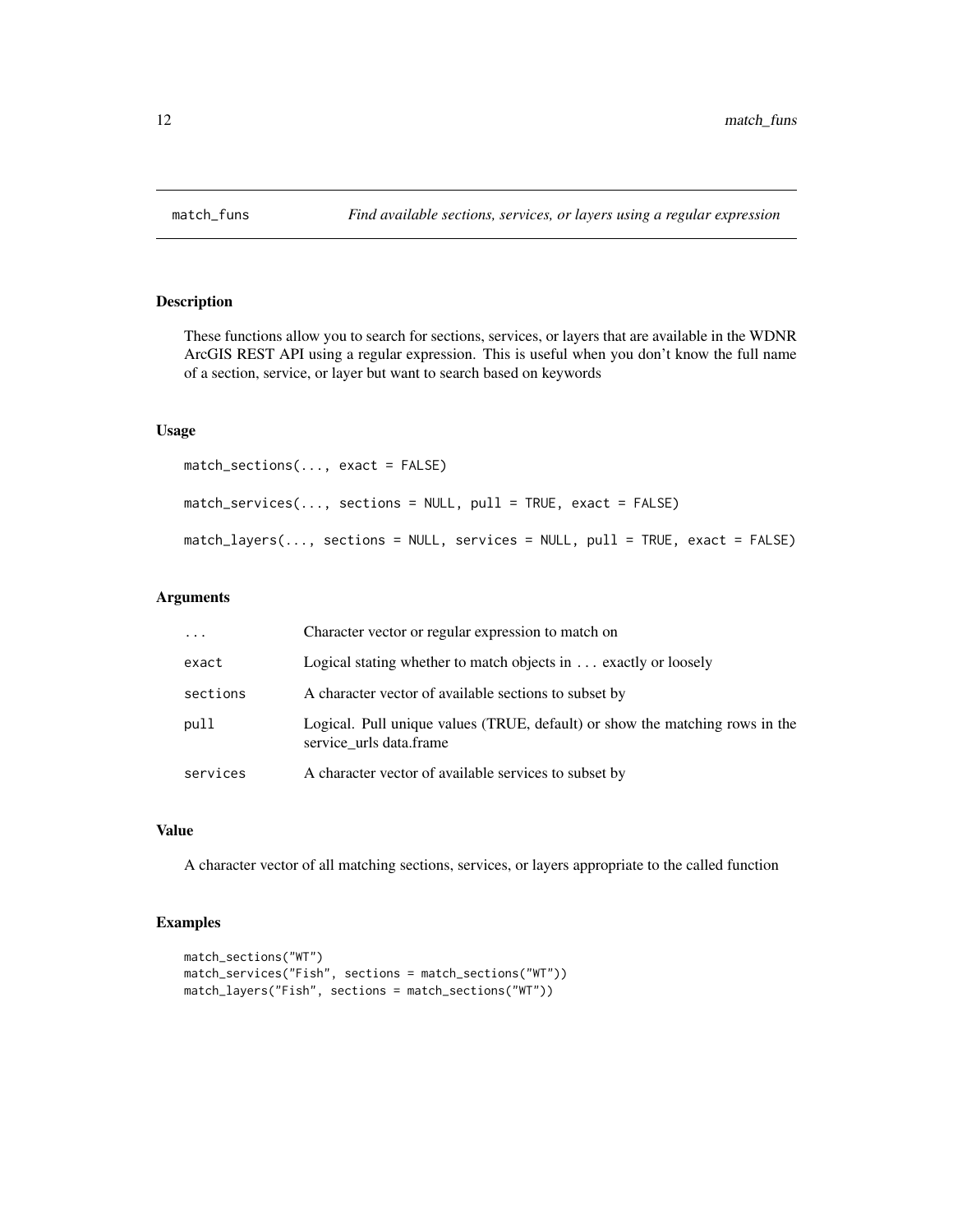## match_funs — *Find available sections, services, or layers using a regular expression*

### Description

These functions allow you to search for sections, services, or layers that are available in the WDNR ArcGIS REST API using a regular expression. This is useful when you don't know the full name of a section, service, or layer but want to search based on keywords

### Usage

```
match_sections(..., exact = FALSE)

match_services(..., sections = NULL, pull = TRUE, exact = FALSE)

match_layers(..., sections = NULL, services = NULL, pull = TRUE, exact = FALSE)
```

### Arguments

| | |
|---|---|
| `...` | Character vector or regular expression to match on |
| `exact` | Logical stating whether to match objects in `...` exactly or loosely |
| `sections` | A character vector of available sections to subset by |
| `pull` | Logical. Pull unique values (TRUE, default) or show the matching rows in the service_urls data.frame |
| `services` | A character vector of available services to subset by |

### Value

A character vector of all matching sections, services, or layers appropriate to the called function

### Examples

```
match_sections("WT")
match_services("Fish", sections = match_sections("WT"))
match_layers("Fish", sections = match_sections("WT"))
```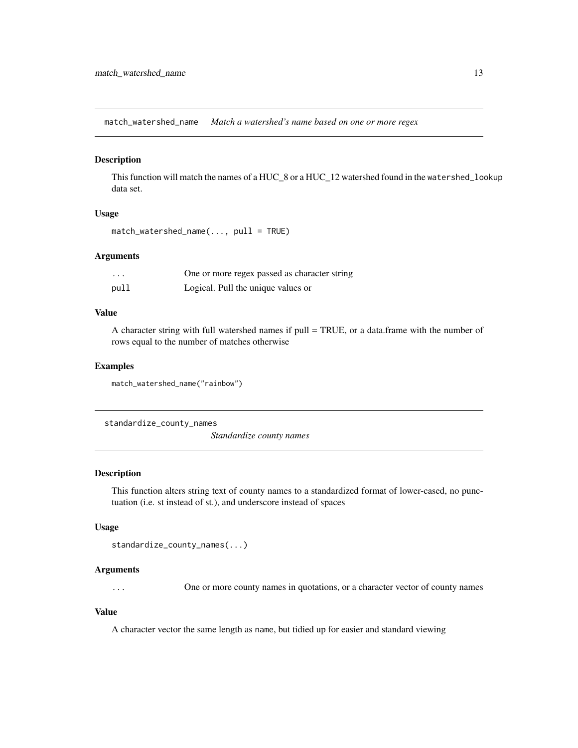## match_watershed_name — *Match a watershed's name based on one or more regex*

### Description

This function will match the names of a HUC_8 or a HUC_12 watershed found in the `watershed_lookup` data set.

### Usage

```
match_watershed_name(..., pull = TRUE)
```

### Arguments

| | |
|---|---|
| `...` | One or more regex passed as character string |
| `pull` | Logical. Pull the unique values or |

### Value

A character string with full watershed names if pull = TRUE, or a data.frame with the number of rows equal to the number of matches otherwise

### Examples

```
match_watershed_name("rainbow")
```

## standardize_county_names — *Standardize county names*

### Description

This function alters string text of county names to a standardized format of lower-cased, no punctuation (i.e. st instead of st.), and underscore instead of spaces

### Usage

```
standardize_county_names(...)
```

### Arguments

| | |
|---|---|
| `...` | One or more county names in quotations, or a character vector of county names |

### Value

A character vector the same length as `name`, but tidied up for easier and standard viewing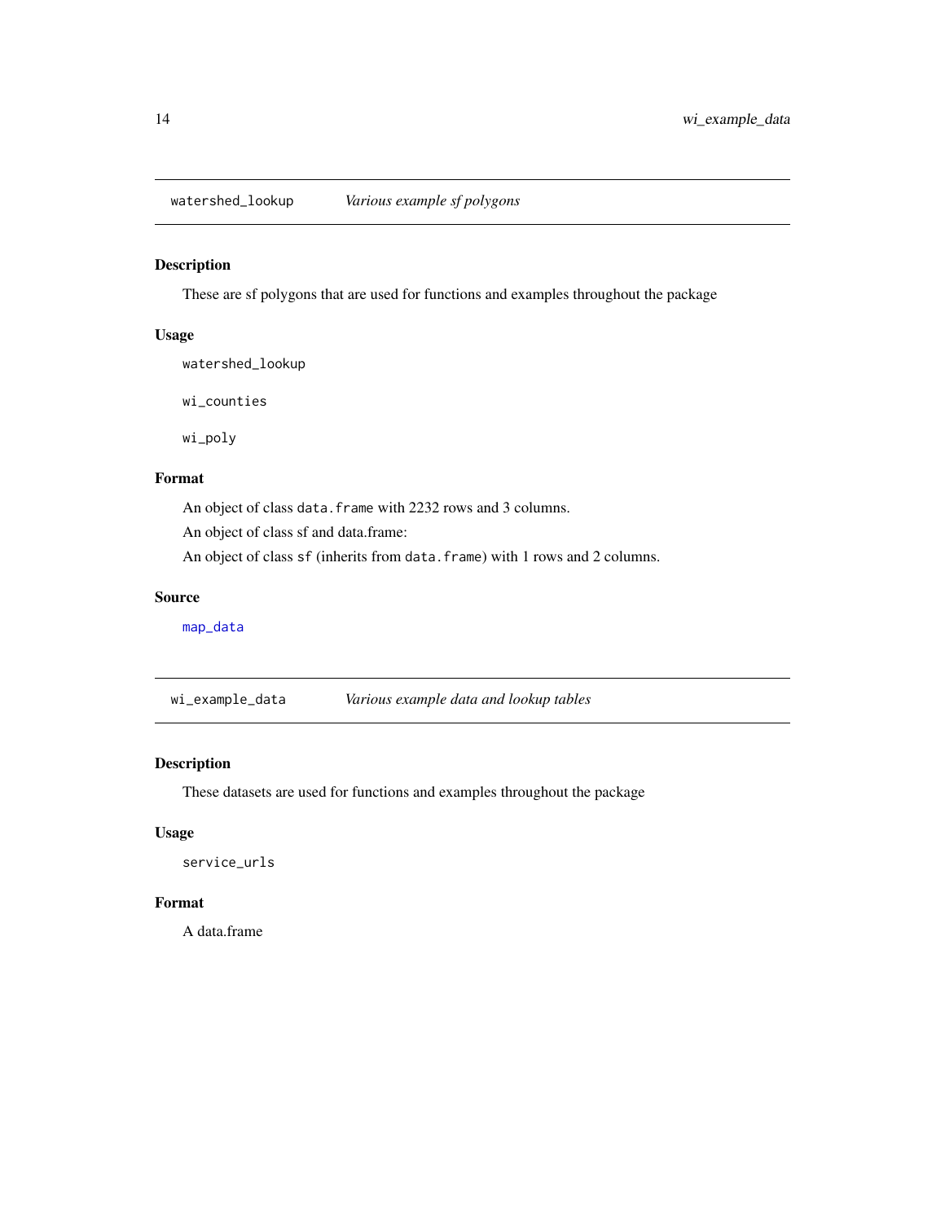## watershed_lookup *Various example sf polygons*

### Description

These are sf polygons that are used for functions and examples throughout the package

### Usage

```
watershed_lookup

wi_counties

wi_poly
```

### Format

An object of class `data.frame` with 2232 rows and 3 columns.

An object of class sf and data.frame:

An object of class `sf` (inherits from `data.frame`) with 1 rows and 2 columns.

### Source

map_data

## wi_example_data *Various example data and lookup tables*

### Description

These datasets are used for functions and examples throughout the package

### Usage

```
service_urls
```

### Format

A data.frame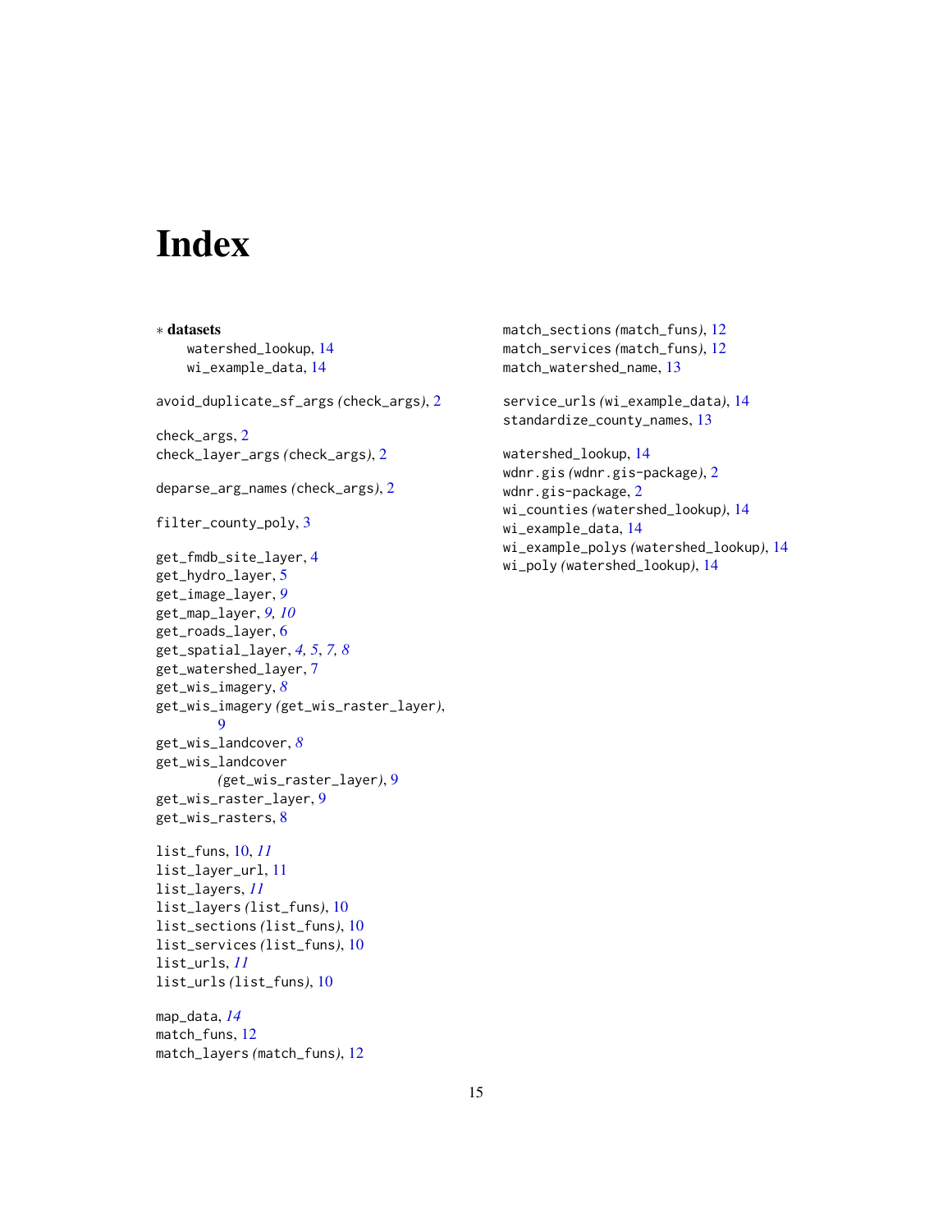# Index

∗ **datasets**

watershed_lookup, 14
wi_example_data, 14

avoid_duplicate_sf_args *(check_args)*, 2

check_args, 2
check_layer_args *(check_args)*, 2

deparse_arg_names *(check_args)*, 2

filter_county_poly, 3

get_fmdb_site_layer, 4
get_hydro_layer, 5
get_image_layer, *9*
get_map_layer, *9, 10*
get_roads_layer, 6
get_spatial_layer, *4, 5*, *7, 8*
get_watershed_layer, 7
get_wis_imagery, *8*
get_wis_imagery *(get_wis_raster_layer)*, 9
get_wis_landcover, *8*
get_wis_landcover *(get_wis_raster_layer)*, 9
get_wis_raster_layer, 9
get_wis_rasters, 8

list_funs, 10, *11*
list_layer_url, 11
list_layers, *11*
list_layers *(list_funs)*, 10
list_sections *(list_funs)*, 10
list_services *(list_funs)*, 10
list_urls, *11*
list_urls *(list_funs)*, 10

map_data, *14*
match_funs, 12
match_layers *(match_funs)*, 12
match_sections *(match_funs)*, 12
match_services *(match_funs)*, 12
match_watershed_name, 13

service_urls *(wi_example_data)*, 14
standardize_county_names, 13

watershed_lookup, 14
wdnr.gis *(wdnr.gis-package)*, 2
wdnr.gis-package, 2
wi_counties *(watershed_lookup)*, 14
wi_example_data, 14
wi_example_polys *(watershed_lookup)*, 14
wi_poly *(watershed_lookup)*, 14